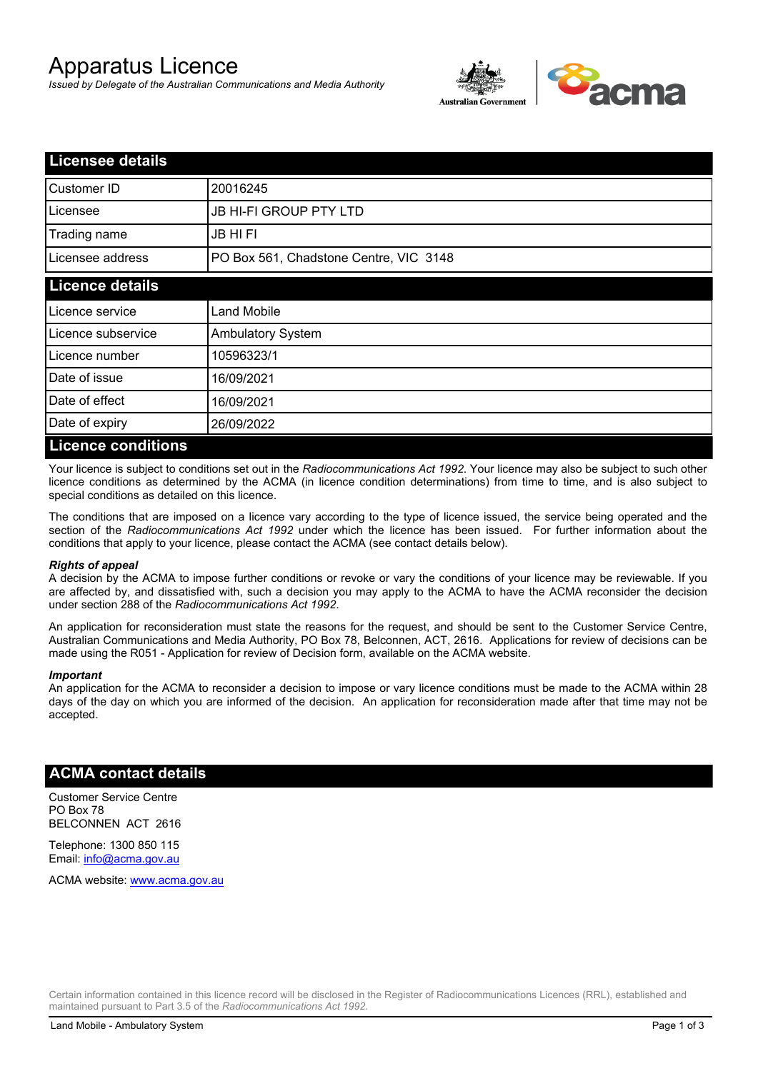# Apparatus Licence

*Issued by Delegate of the Australian Communications and Media Authority*

## Licensee details

| | |
|---|---|
| Customer ID | 20016245 |
| Licensee | JB HI-FI GROUP PTY LTD |
| Trading name | JB HI FI |
| Licensee address | PO Box 561, Chadstone Centre, VIC 3148 |

## Licence details

| | |
|---|---|
| Licence service | Land Mobile |
| Licence subservice | Ambulatory System |
| Licence number | 10596323/1 |
| Date of issue | 16/09/2021 |
| Date of effect | 16/09/2021 |
| Date of expiry | 26/09/2022 |

## Licence conditions

Your licence is subject to conditions set out in the *Radiocommunications Act 1992*. Your licence may also be subject to such other licence conditions as determined by the ACMA (in licence condition determinations) from time to time, and is also subject to special conditions as detailed on this licence.

The conditions that are imposed on a licence vary according to the type of licence issued, the service being operated and the section of the *Radiocommunications Act 1992* under which the licence has been issued. For further information about the conditions that apply to your licence, please contact the ACMA (see contact details below).

#### *Rights of appeal*

A decision by the ACMA to impose further conditions or revoke or vary the conditions of your licence may be reviewable. If you are affected by, and dissatisfied with, such a decision you may apply to the ACMA to have the ACMA reconsider the decision under section 288 of the *Radiocommunications Act 1992*.

An application for reconsideration must state the reasons for the request, and should be sent to the Customer Service Centre, Australian Communications and Media Authority, PO Box 78, Belconnen, ACT, 2616. Applications for review of decisions can be made using the R051 - Application for review of Decision form, available on the ACMA website.

#### *Important*

An application for the ACMA to reconsider a decision to impose or vary licence conditions must be made to the ACMA within 28 days of the day on which you are informed of the decision. An application for reconsideration made after that time may not be accepted.

## ACMA contact details

Customer Service Centre
PO Box 78
BELCONNEN ACT 2616

Telephone: 1300 850 115
Email: info@acma.gov.au

ACMA website: www.acma.gov.au

Certain information contained in this licence record will be disclosed in the Register of Radiocommunications Licences (RRL), established and maintained pursuant to Part 3.5 of the *Radiocommunications Act 1992.*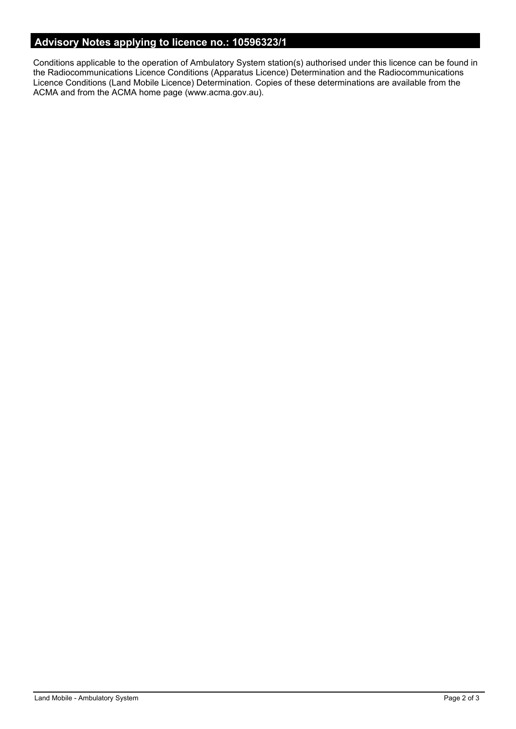## Advisory Notes applying to licence no.: 10596323/1

Conditions applicable to the operation of Ambulatory System station(s) authorised under this licence can be found in the Radiocommunications Licence Conditions (Apparatus Licence) Determination and the Radiocommunications Licence Conditions (Land Mobile Licence) Determination. Copies of these determinations are available from the ACMA and from the ACMA home page (www.acma.gov.au).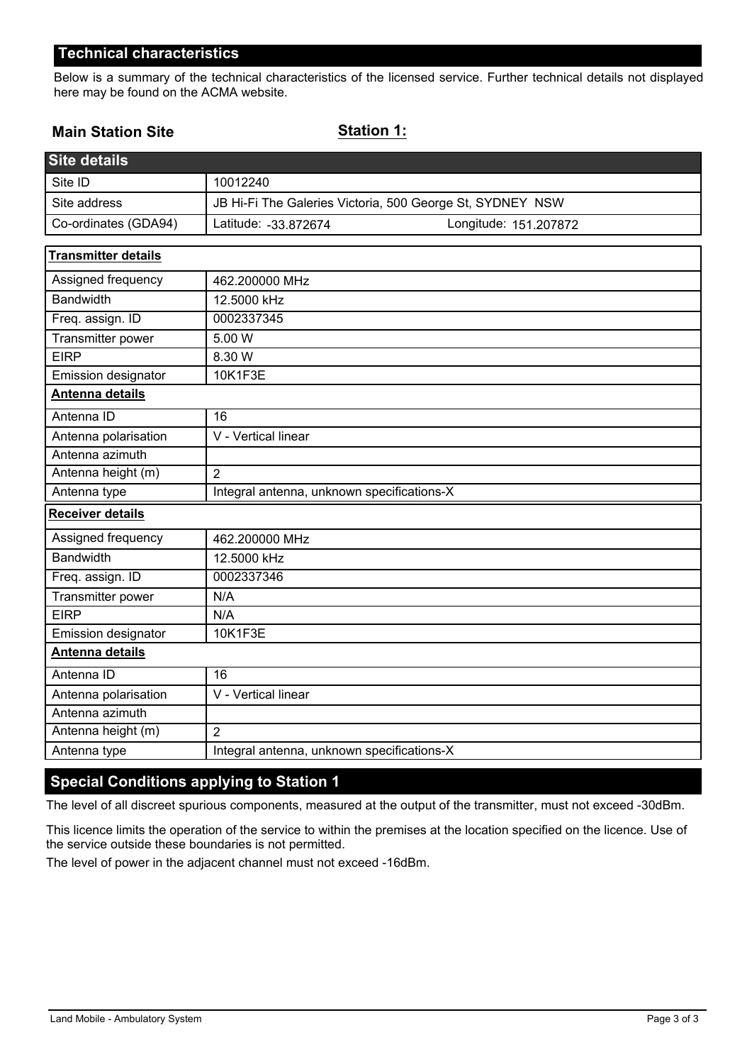## Technical characteristics

Below is a summary of the technical characteristics of the licensed service. Further technical details not displayed here may be found on the ACMA website.

**Main Station Site** **Station 1:**

| Site details | |
|---|---|
| Site ID | 10012240 |
| Site address | JB Hi-Fi The Galeries Victoria, 500 George St, SYDNEY NSW |
| Co-ordinates (GDA94) | Latitude: -33.872674 Longitude: 151.207872 |

| **Transmitter details** | |
|---|---|
| Assigned frequency | 462.200000 MHz |
| Bandwidth | 12.5000 kHz |
| Freq. assign. ID | 0002337345 |
| Transmitter power | 5.00 W |
| EIRP | 8.30 W |
| Emission designator | 10K1F3E |
| **Antenna details** | |
| Antenna ID | 16 |
| Antenna polarisation | V - Vertical linear |
| Antenna azimuth | |
| Antenna height (m) | 2 |
| Antenna type | Integral antenna, unknown specifications-X |
| **Receiver details** | |
| Assigned frequency | 462.200000 MHz |
| Bandwidth | 12.5000 kHz |
| Freq. assign. ID | 0002337346 |
| Transmitter power | N/A |
| EIRP | N/A |
| Emission designator | 10K1F3E |
| **Antenna details** | |
| Antenna ID | 16 |
| Antenna polarisation | V - Vertical linear |
| Antenna azimuth | |
| Antenna height (m) | 2 |
| Antenna type | Integral antenna, unknown specifications-X |

## Special Conditions applying to Station 1

The level of all discreet spurious components, measured at the output of the transmitter, must not exceed -30dBm.

This licence limits the operation of the service to within the premises at the location specified on the licence. Use of the service outside these boundaries is not permitted.

The level of power in the adjacent channel must not exceed -16dBm.